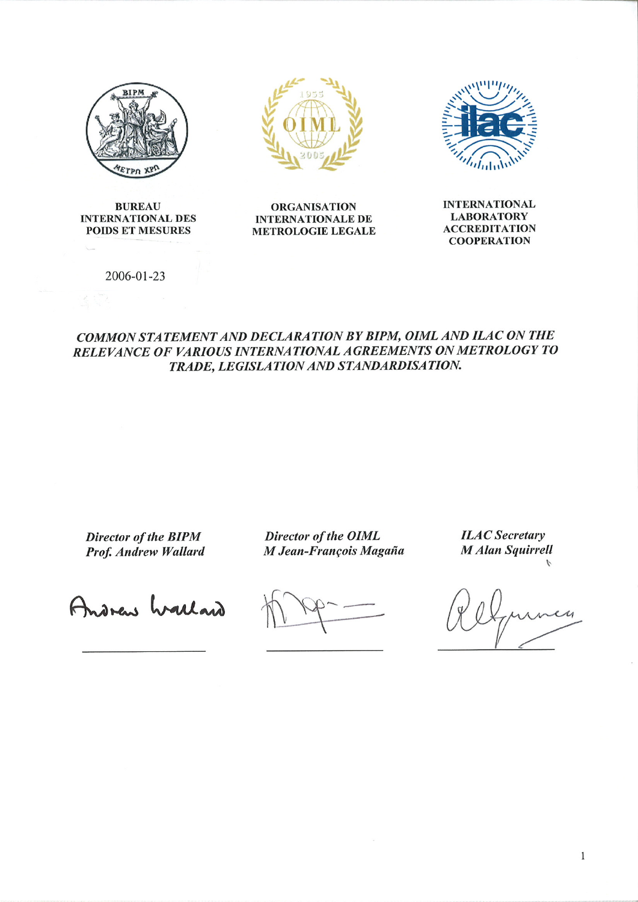**BUREAU INTERNATIONAL DES POIDS ET MESURES**

**ORGANISATION INTERNATIONALE DE METROLOGIE LEGALE**

**INTERNATIONAL LABORATORY ACCREDITATION COOPERATION**

2006-01-23

# *COMMON STATEMENT AND DECLARATION BY BIPM, OIML AND ILAC ON THE RELEVANCE OF VARIOUS INTERNATIONAL AGREEMENTS ON METROLOGY TO TRADE, LEGISLATION AND STANDARDISATION.*

***Director of the BIPM***
***Prof. Andrew Wallard***

***Director of the OIML***
***M Jean-François Magaña***

***ILAC Secretary***
***M Alan Squirrell***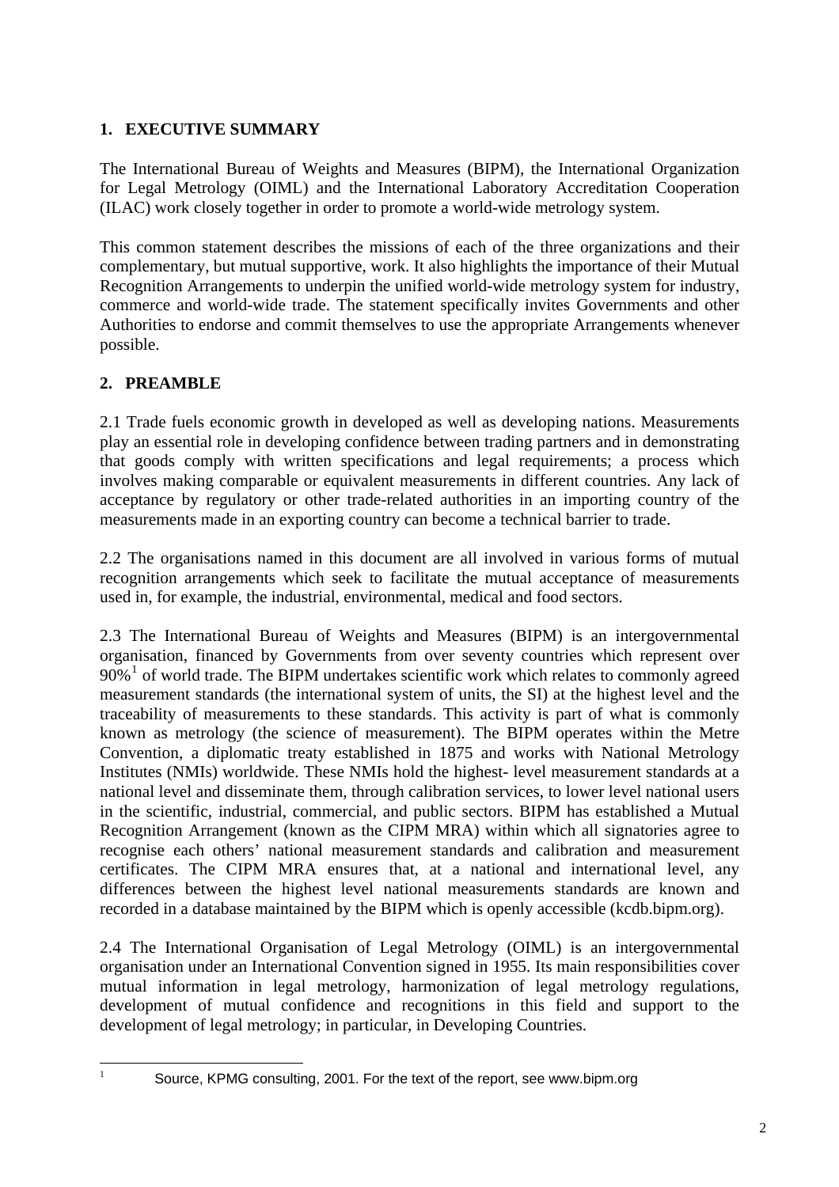## 1. EXECUTIVE SUMMARY

The International Bureau of Weights and Measures (BIPM), the International Organization for Legal Metrology (OIML) and the International Laboratory Accreditation Cooperation (ILAC) work closely together in order to promote a world-wide metrology system.

This common statement describes the missions of each of the three organizations and their complementary, but mutual supportive, work. It also highlights the importance of their Mutual Recognition Arrangements to underpin the unified world-wide metrology system for industry, commerce and world-wide trade. The statement specifically invites Governments and other Authorities to endorse and commit themselves to use the appropriate Arrangements whenever possible.

## 2. PREAMBLE

2.1 Trade fuels economic growth in developed as well as developing nations. Measurements play an essential role in developing confidence between trading partners and in demonstrating that goods comply with written specifications and legal requirements; a process which involves making comparable or equivalent measurements in different countries. Any lack of acceptance by regulatory or other trade-related authorities in an importing country of the measurements made in an exporting country can become a technical barrier to trade.

2.2 The organisations named in this document are all involved in various forms of mutual recognition arrangements which seek to facilitate the mutual acceptance of measurements used in, for example, the industrial, environmental, medical and food sectors.

2.3 The International Bureau of Weights and Measures (BIPM) is an intergovernmental organisation, financed by Governments from over seventy countries which represent over 90%[1] of world trade. The BIPM undertakes scientific work which relates to commonly agreed measurement standards (the international system of units, the SI) at the highest level and the traceability of measurements to these standards. This activity is part of what is commonly known as metrology (the science of measurement). The BIPM operates within the Metre Convention, a diplomatic treaty established in 1875 and works with National Metrology Institutes (NMIs) worldwide. These NMIs hold the highest- level measurement standards at a national level and disseminate them, through calibration services, to lower level national users in the scientific, industrial, commercial, and public sectors. BIPM has established a Mutual Recognition Arrangement (known as the CIPM MRA) within which all signatories agree to recognise each others' national measurement standards and calibration and measurement certificates. The CIPM MRA ensures that, at a national and international level, any differences between the highest level national measurements standards are known and recorded in a database maintained by the BIPM which is openly accessible (kcdb.bipm.org).

2.4 The International Organisation of Legal Metrology (OIML) is an intergovernmental organisation under an International Convention signed in 1955. Its main responsibilities cover mutual information in legal metrology, harmonization of legal metrology regulations, development of mutual confidence and recognitions in this field and support to the development of legal metrology; in particular, in Developing Countries.

---

[1] Source, KPMG consulting, 2001. For the text of the report, see www.bipm.org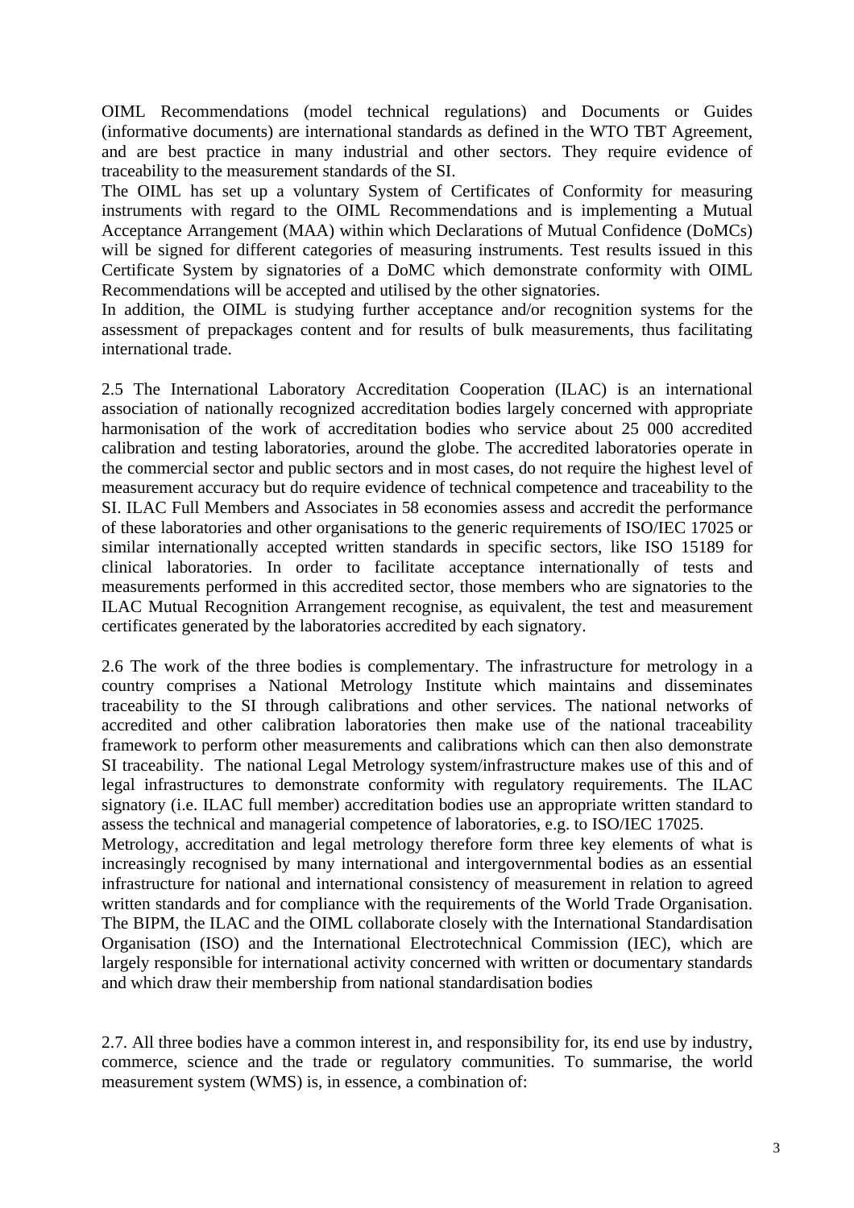OIML Recommendations (model technical regulations) and Documents or Guides (informative documents) are international standards as defined in the WTO TBT Agreement, and are best practice in many industrial and other sectors. They require evidence of traceability to the measurement standards of the SI.

The OIML has set up a voluntary System of Certificates of Conformity for measuring instruments with regard to the OIML Recommendations and is implementing a Mutual Acceptance Arrangement (MAA) within which Declarations of Mutual Confidence (DoMCs) will be signed for different categories of measuring instruments. Test results issued in this Certificate System by signatories of a DoMC which demonstrate conformity with OIML Recommendations will be accepted and utilised by the other signatories.

In addition, the OIML is studying further acceptance and/or recognition systems for the assessment of prepackages content and for results of bulk measurements, thus facilitating international trade.

2.5 The International Laboratory Accreditation Cooperation (ILAC) is an international association of nationally recognized accreditation bodies largely concerned with appropriate harmonisation of the work of accreditation bodies who service about 25 000 accredited calibration and testing laboratories, around the globe. The accredited laboratories operate in the commercial sector and public sectors and in most cases, do not require the highest level of measurement accuracy but do require evidence of technical competence and traceability to the SI. ILAC Full Members and Associates in 58 economies assess and accredit the performance of these laboratories and other organisations to the generic requirements of ISO/IEC 17025 or similar internationally accepted written standards in specific sectors, like ISO 15189 for clinical laboratories. In order to facilitate acceptance internationally of tests and measurements performed in this accredited sector, those members who are signatories to the ILAC Mutual Recognition Arrangement recognise, as equivalent, the test and measurement certificates generated by the laboratories accredited by each signatory.

2.6 The work of the three bodies is complementary. The infrastructure for metrology in a country comprises a National Metrology Institute which maintains and disseminates traceability to the SI through calibrations and other services. The national networks of accredited and other calibration laboratories then make use of the national traceability framework to perform other measurements and calibrations which can then also demonstrate SI traceability. The national Legal Metrology system/infrastructure makes use of this and of legal infrastructures to demonstrate conformity with regulatory requirements. The ILAC signatory (i.e. ILAC full member) accreditation bodies use an appropriate written standard to assess the technical and managerial competence of laboratories, e.g. to ISO/IEC 17025.

Metrology, accreditation and legal metrology therefore form three key elements of what is increasingly recognised by many international and intergovernmental bodies as an essential infrastructure for national and international consistency of measurement in relation to agreed written standards and for compliance with the requirements of the World Trade Organisation. The BIPM, the ILAC and the OIML collaborate closely with the International Standardisation Organisation (ISO) and the International Electrotechnical Commission (IEC), which are largely responsible for international activity concerned with written or documentary standards and which draw their membership from national standardisation bodies

2.7. All three bodies have a common interest in, and responsibility for, its end use by industry, commerce, science and the trade or regulatory communities. To summarise, the world measurement system (WMS) is, in essence, a combination of: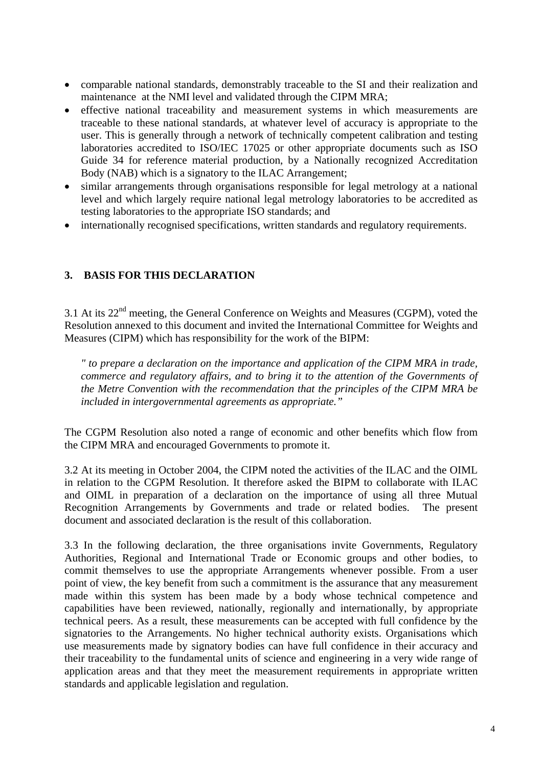- comparable national standards, demonstrably traceable to the SI and their realization and maintenance at the NMI level and validated through the CIPM MRA;
- effective national traceability and measurement systems in which measurements are traceable to these national standards, at whatever level of accuracy is appropriate to the user. This is generally through a network of technically competent calibration and testing laboratories accredited to ISO/IEC 17025 or other appropriate documents such as ISO Guide 34 for reference material production, by a Nationally recognized Accreditation Body (NAB) which is a signatory to the ILAC Arrangement;
- similar arrangements through organisations responsible for legal metrology at a national level and which largely require national legal metrology laboratories to be accredited as testing laboratories to the appropriate ISO standards; and
- internationally recognised specifications, written standards and regulatory requirements.

## 3. BASIS FOR THIS DECLARATION

3.1 At its 22nd meeting, the General Conference on Weights and Measures (CGPM), voted the Resolution annexed to this document and invited the International Committee for Weights and Measures (CIPM) which has responsibility for the work of the BIPM:

> *" to prepare a declaration on the importance and application of the CIPM MRA in trade, commerce and regulatory affairs, and to bring it to the attention of the Governments of the Metre Convention with the recommendation that the principles of the CIPM MRA be included in intergovernmental agreements as appropriate."*

The CGPM Resolution also noted a range of economic and other benefits which flow from the CIPM MRA and encouraged Governments to promote it.

3.2 At its meeting in October 2004, the CIPM noted the activities of the ILAC and the OIML in relation to the CGPM Resolution. It therefore asked the BIPM to collaborate with ILAC and OIML in preparation of a declaration on the importance of using all three Mutual Recognition Arrangements by Governments and trade or related bodies. The present document and associated declaration is the result of this collaboration.

3.3 In the following declaration, the three organisations invite Governments, Regulatory Authorities, Regional and International Trade or Economic groups and other bodies, to commit themselves to use the appropriate Arrangements whenever possible. From a user point of view, the key benefit from such a commitment is the assurance that any measurement made within this system has been made by a body whose technical competence and capabilities have been reviewed, nationally, regionally and internationally, by appropriate technical peers. As a result, these measurements can be accepted with full confidence by the signatories to the Arrangements. No higher technical authority exists. Organisations which use measurements made by signatory bodies can have full confidence in their accuracy and their traceability to the fundamental units of science and engineering in a very wide range of application areas and that they meet the measurement requirements in appropriate written standards and applicable legislation and regulation.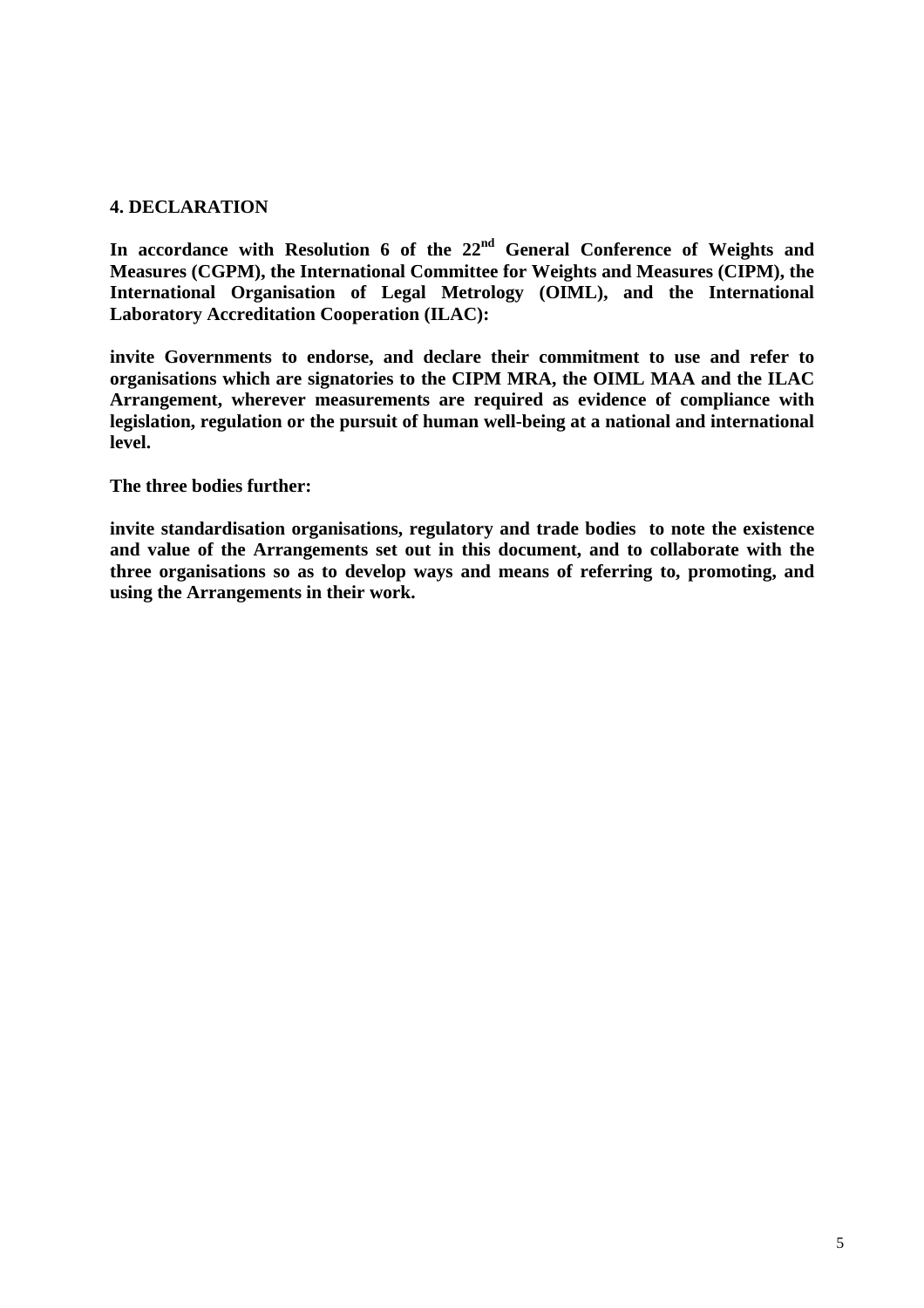## 4. DECLARATION

**In accordance with Resolution 6 of the 22nd General Conference of Weights and Measures (CGPM), the International Committee for Weights and Measures (CIPM), the International Organisation of Legal Metrology (OIML), and the International Laboratory Accreditation Cooperation (ILAC):**

**invite Governments to endorse, and declare their commitment to use and refer to organisations which are signatories to the CIPM MRA, the OIML MAA and the ILAC Arrangement, wherever measurements are required as evidence of compliance with legislation, regulation or the pursuit of human well-being at a national and international level.**

**The three bodies further:**

**invite standardisation organisations, regulatory and trade bodies to note the existence and value of the Arrangements set out in this document, and to collaborate with the three organisations so as to develop ways and means of referring to, promoting, and using the Arrangements in their work.**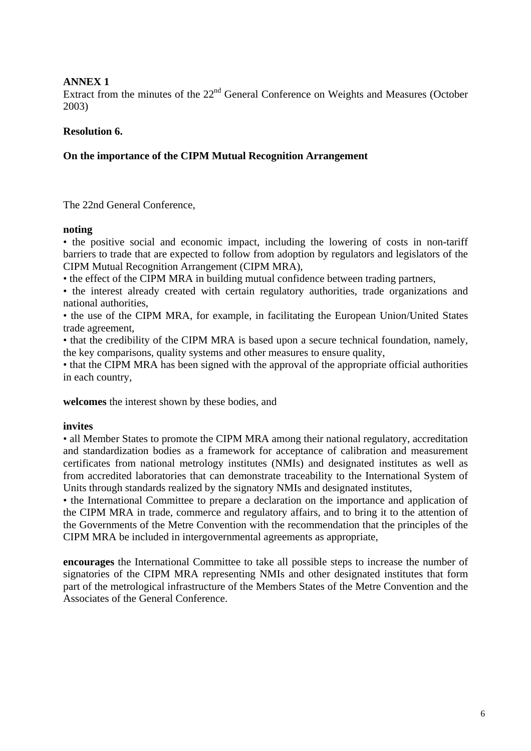**ANNEX 1**

Extract from the minutes of the 22nd General Conference on Weights and Measures (October 2003)

**Resolution 6.**

**On the importance of the CIPM Mutual Recognition Arrangement**

The 22nd General Conference,

**noting**

- the positive social and economic impact, including the lowering of costs in non-tariff barriers to trade that are expected to follow from adoption by regulators and legislators of the CIPM Mutual Recognition Arrangement (CIPM MRA),
- the effect of the CIPM MRA in building mutual confidence between trading partners,
- the interest already created with certain regulatory authorities, trade organizations and national authorities,
- the use of the CIPM MRA, for example, in facilitating the European Union/United States trade agreement,
- that the credibility of the CIPM MRA is based upon a secure technical foundation, namely, the key comparisons, quality systems and other measures to ensure quality,
- that the CIPM MRA has been signed with the approval of the appropriate official authorities in each country,

**welcomes** the interest shown by these bodies, and

**invites**

- all Member States to promote the CIPM MRA among their national regulatory, accreditation and standardization bodies as a framework for acceptance of calibration and measurement certificates from national metrology institutes (NMIs) and designated institutes as well as from accredited laboratories that can demonstrate traceability to the International System of Units through standards realized by the signatory NMIs and designated institutes,
- the International Committee to prepare a declaration on the importance and application of the CIPM MRA in trade, commerce and regulatory affairs, and to bring it to the attention of the Governments of the Metre Convention with the recommendation that the principles of the CIPM MRA be included in intergovernmental agreements as appropriate,

**encourages** the International Committee to take all possible steps to increase the number of signatories of the CIPM MRA representing NMIs and other designated institutes that form part of the metrological infrastructure of the Members States of the Metre Convention and the Associates of the General Conference.